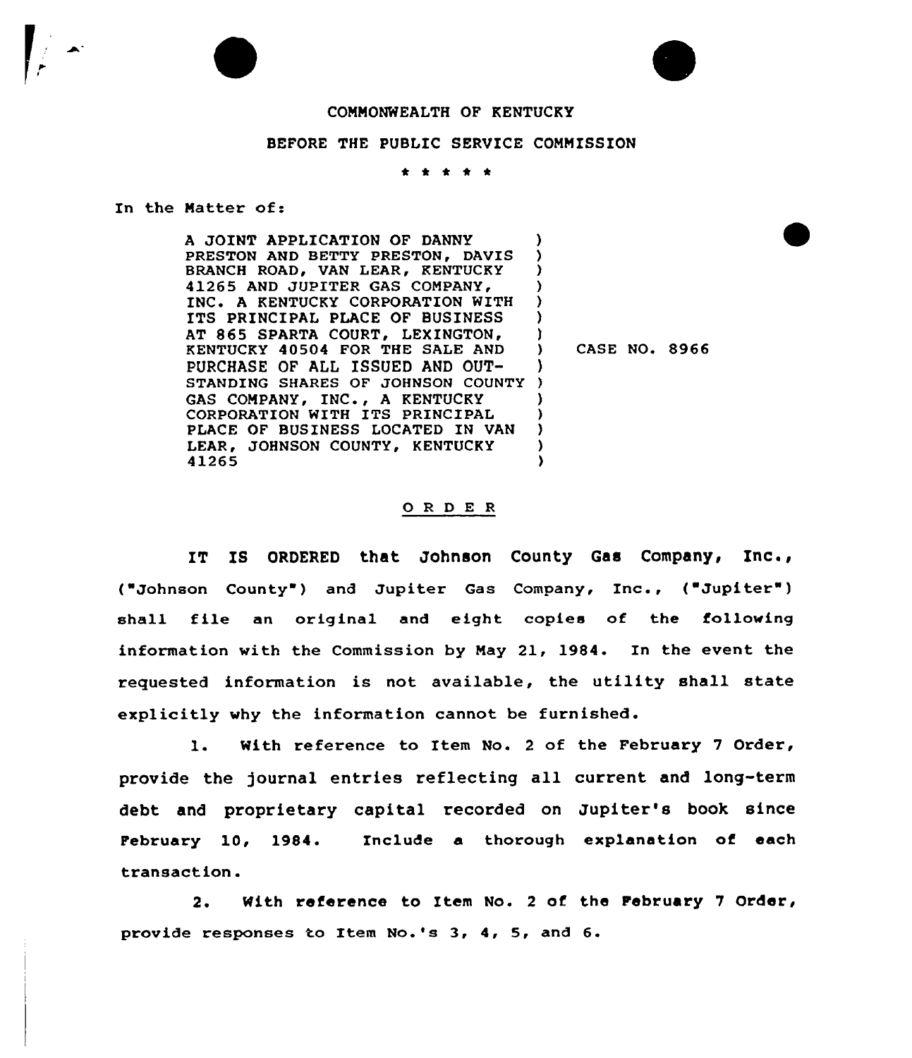COMMONWEALTH OF KENTUCKY

BEFORE THE PUBLIC SERVICE COMMISSION

\* \* \* \* \*

In the Matter of:

A JOINT APPLICATION OF DANNY PRESTON AND BETTY PRESTON, DAVIS BRANCH ROAD, VAN LEAR, KENTUCKY 41265 AND JUPITER GAS COMPANY, INC. A KENTUCKY CORPORATION WITH ITS PRINCIPAL PLACE OF BUSINESS AT 865 SPARTA COURT, LEXINGTON, KENTUCKY 40504 FOR THE SALE AND PURCHASE OF ALL ISSUED AND OUTSTANDING SHARES OF JOHNSON COUNTY GAS COMPANY, INC., A KENTUCKY CORPORATION WITH ITS PRINCIPAL PLACE OF BUSINESS LOCATED IN VAN LEAR, JOHNSON COUNTY, KENTUCKY 41265 ) CASE NO. 8966

# O R D E R

IT IS ORDERED that Johnson County Gas Company, Inc., ("Johnson County") and Jupiter Gas Company, Inc., ("Jupiter") shall file an original and eight copies of the following information with the Commission by May 21, 1984. In the event the requested information is not available, the utility shall state explicitly why the information cannot be furnished.

1. With reference to Item No. 2 of the February 7 Order, provide the journal entries reflecting all current and long-term debt and proprietary capital recorded on Jupiter's book since February 10, 1984. Include a thorough explanation of each transaction.

2. With reference to Item No. 2 of the February 7 Order, provide responses to Item No.'s 3, 4, 5, and 6.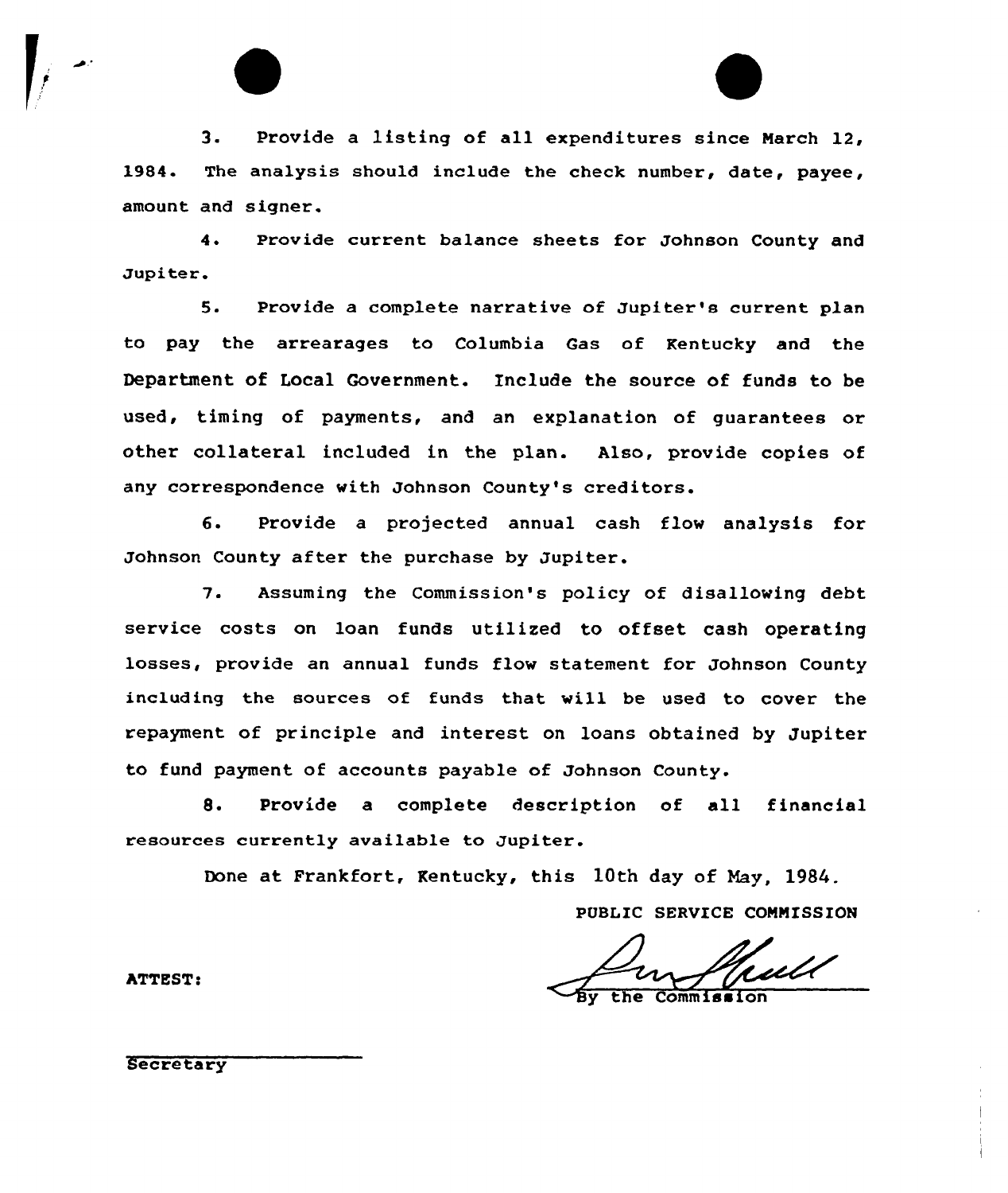3. Provide a listing of all expenditures since March 12, 1984. The analysis should include the check number, date, payee, amount and signer.

4. Provide current balance sheets for Johnson County and Jupiter.

5. Provide a complete narrative of Jupiter's current plan to pay the arrearages to Columbia Gas of Kentucky and the Department of Local Government. Include the source of funds to be used, timing of payments, and an explanation of guarantees or other collateral included in the plan. Also, provide copies of any correspondence with Johnson County's creditors.

6. Provide a projected annual cash flow analysis for Johnson County after the purchase by Jupiter.

7. Assuming the Commission's policy of disallowing debt service costs on loan funds utilized to offset cash operating losses, provide an annual funds flow statement for Johnson County including the sources of funds that will be used to cover the repayment of principle and interest on loans obtained by Jupiter to fund payment of accounts payable of Johnson County.

8. Provide a complete description of all financial resources currently available to Jupiter.

Done at Frankfort, Kentucky, this 10th day of May, 1984.

PUBLIC SERVICE COMMISSION

By the Commission

ATTEST:

Secretary